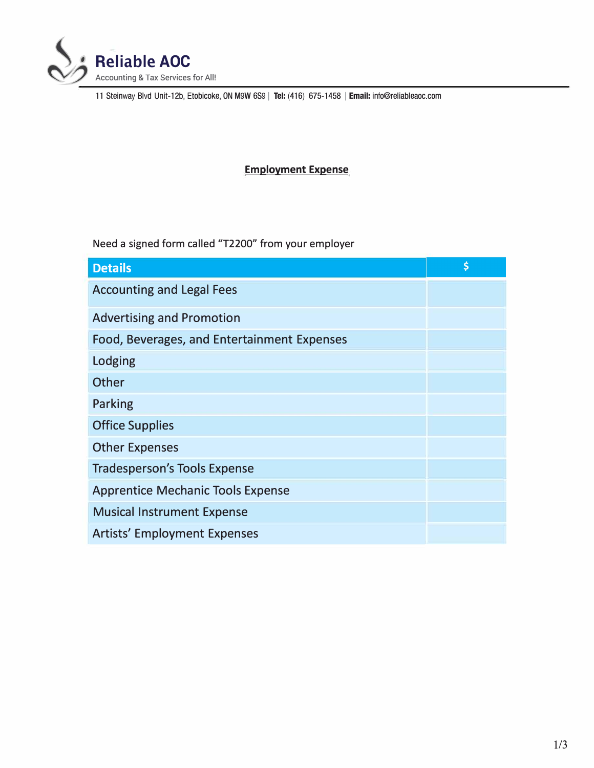# Reliable AOC

Accounting & Tax Services for All!

11 Steinway Blvd Unit-12b, Etobicoke, ON M9W 6S9 | **Tel:** (416) 675-1458 | **Email:** info@reliableaoc.com

## Employment Expense

Need a signed form called "T2200" from your employer

| Details | $ |
|---|---|
| Accounting and Legal Fees | |
| Advertising and Promotion | |
| Food, Beverages, and Entertainment Expenses | |
| Lodging | |
| Other | |
| Parking | |
| Office Supplies | |
| Other Expenses | |
| Tradesperson's Tools Expense | |
| Apprentice Mechanic Tools Expense | |
| Musical Instrument Expense | |
| Artists' Employment Expenses | |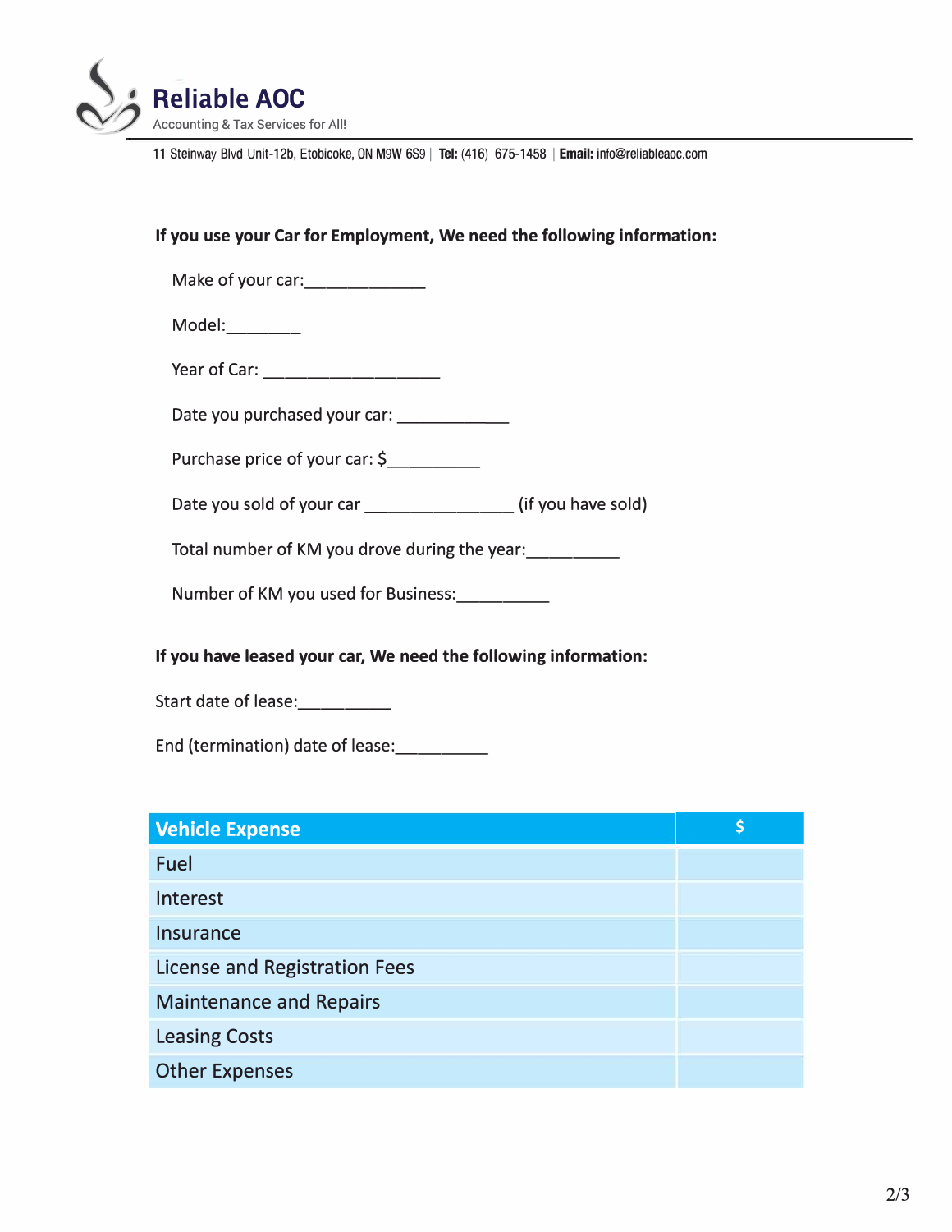**If you use your Car for Employment, We need the following information:**

Make of your car:_____________

Model:________

Year of Car: ___________________

Date you purchased your car: ____________

Purchase price of your car: $__________

Date you sold of your car _______________ (if you have sold)

Total number of KM you drove during the year:__________

Number of KM you used for Business:__________

**If you have leased your car, We need the following information:**

Start date of lease:__________

End (termination) date of lease:__________

| Vehicle Expense | $ |
|---|---|
| Fuel | |
| Interest | |
| Insurance | |
| License and Registration Fees | |
| Maintenance and Repairs | |
| Leasing Costs | |
| Other Expenses | |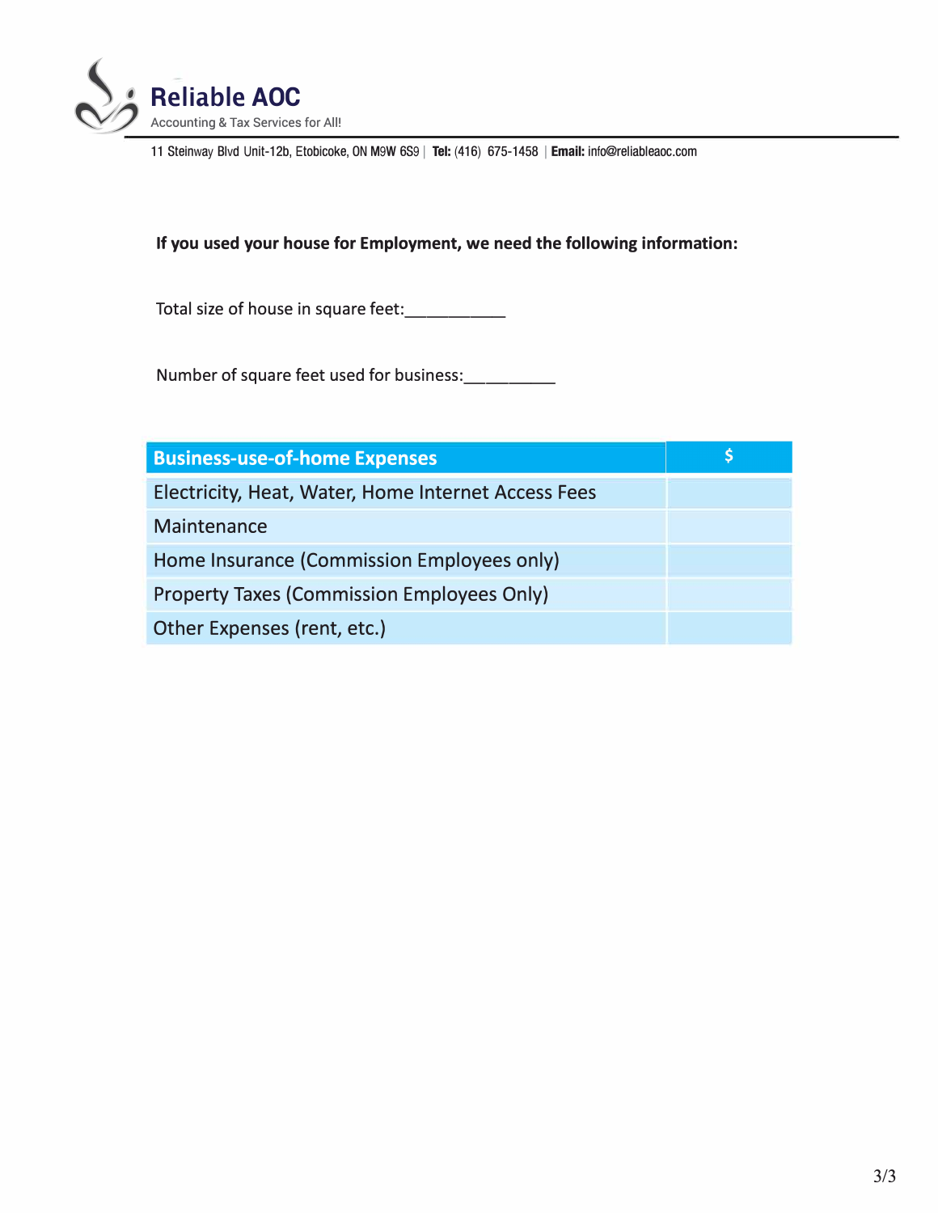Reliable AOC
Accounting & Tax Services for All!

11 Steinway Blvd Unit-12b, Etobicoke, ON M9W 6S9 | **Tel:** (416) 675-1458 | **Email:** info@reliableaoc.com

**If you used your house for Employment, we need the following information:**

Total size of house in square feet:___________

Number of square feet used for business:__________

| Business-use-of-home Expenses | $ |
|---|---|
| Electricity, Heat, Water, Home Internet Access Fees | |
| Maintenance | |
| Home Insurance (Commission Employees only) | |
| Property Taxes (Commission Employees Only) | |
| Other Expenses (rent, etc.) | |